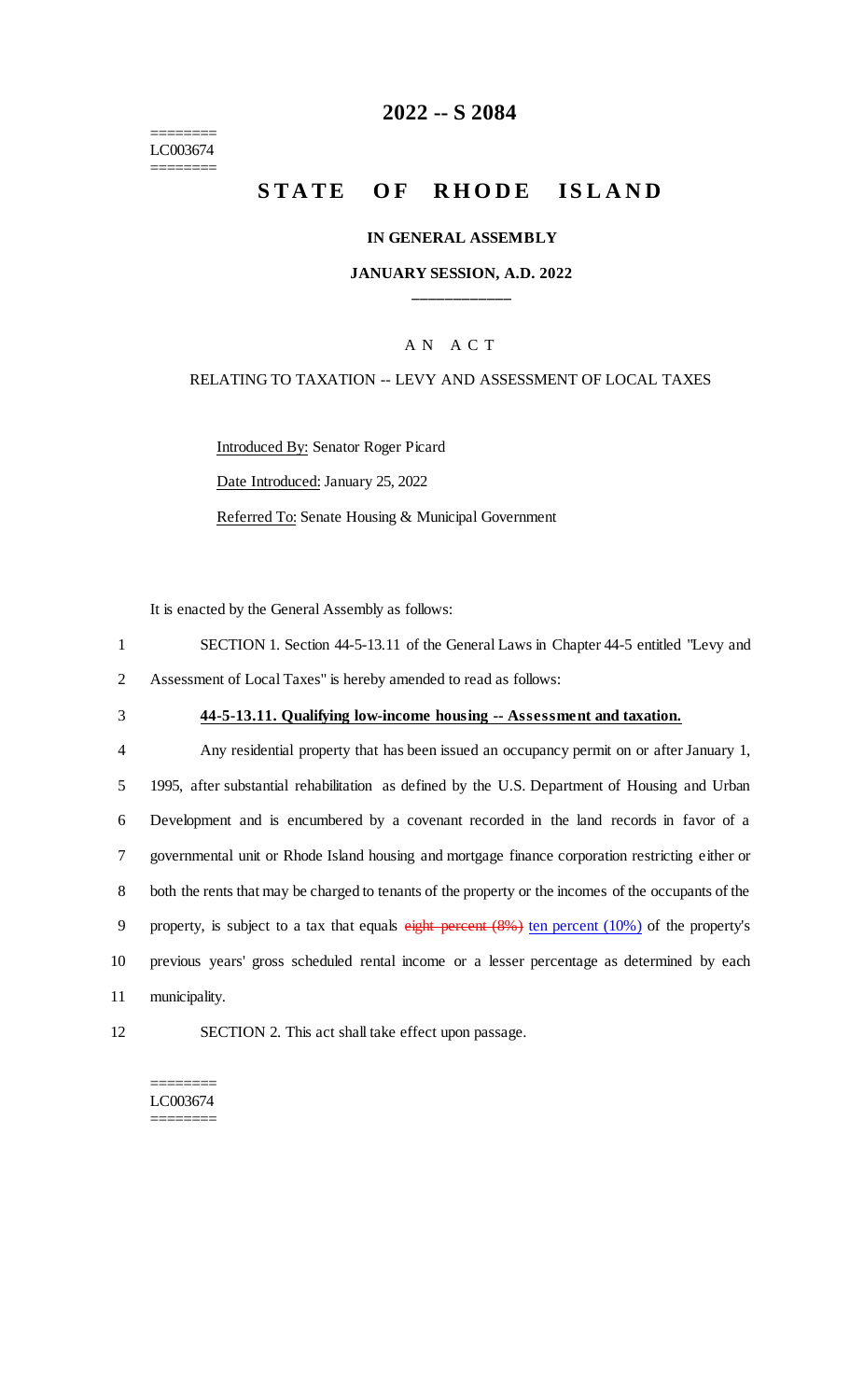========
LC003674
========

# 2022 -- S 2084

# STATE OF RHODE ISLAND

**IN GENERAL ASSEMBLY**

**JANUARY SESSION, A.D. 2022**

A N A C T

RELATING TO TAXATION -- LEVY AND ASSESSMENT OF LOCAL TAXES

Introduced By: Senator Roger Picard

Date Introduced: January 25, 2022

Referred To: Senate Housing & Municipal Government

It is enacted by the General Assembly as follows:

1 SECTION 1. Section 44-5-13.11 of the General Laws in Chapter 44-5 entitled "Levy and
2 Assessment of Local Taxes" is hereby amended to read as follows:

3 **44-5-13.11. Qualifying low-income housing -- Assessment and taxation.**

4 Any residential property that has been issued an occupancy permit on or after January 1,
5 1995, after substantial rehabilitation as defined by the U.S. Department of Housing and Urban
6 Development and is encumbered by a covenant recorded in the land records in favor of a
7 governmental unit or Rhode Island housing and mortgage finance corporation restricting either or
8 both the rents that may be charged to tenants of the property or the incomes of the occupants of the
9 property, is subject to a tax that equals ~~eight percent (8%)~~ ten percent (10%) of the property's
10 previous years' gross scheduled rental income or a lesser percentage as determined by each
11 municipality.

12 SECTION 2. This act shall take effect upon passage.

========
LC003674
========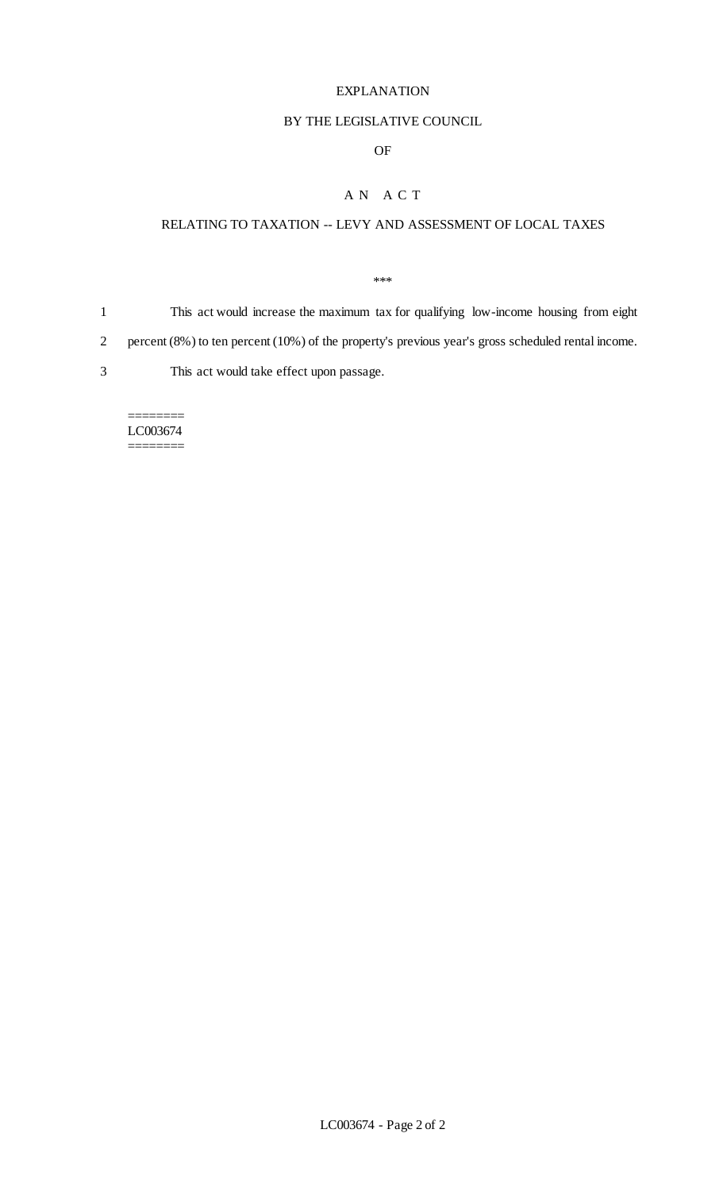EXPLANATION

BY THE LEGISLATIVE COUNCIL

OF

A N A C T

RELATING TO TAXATION -- LEVY AND ASSESSMENT OF LOCAL TAXES

***

1 This act would increase the maximum tax for qualifying low-income housing from eight

2 percent (8%) to ten percent (10%) of the property's previous year's gross scheduled rental income.

3 This act would take effect upon passage.

========
LC003674
========